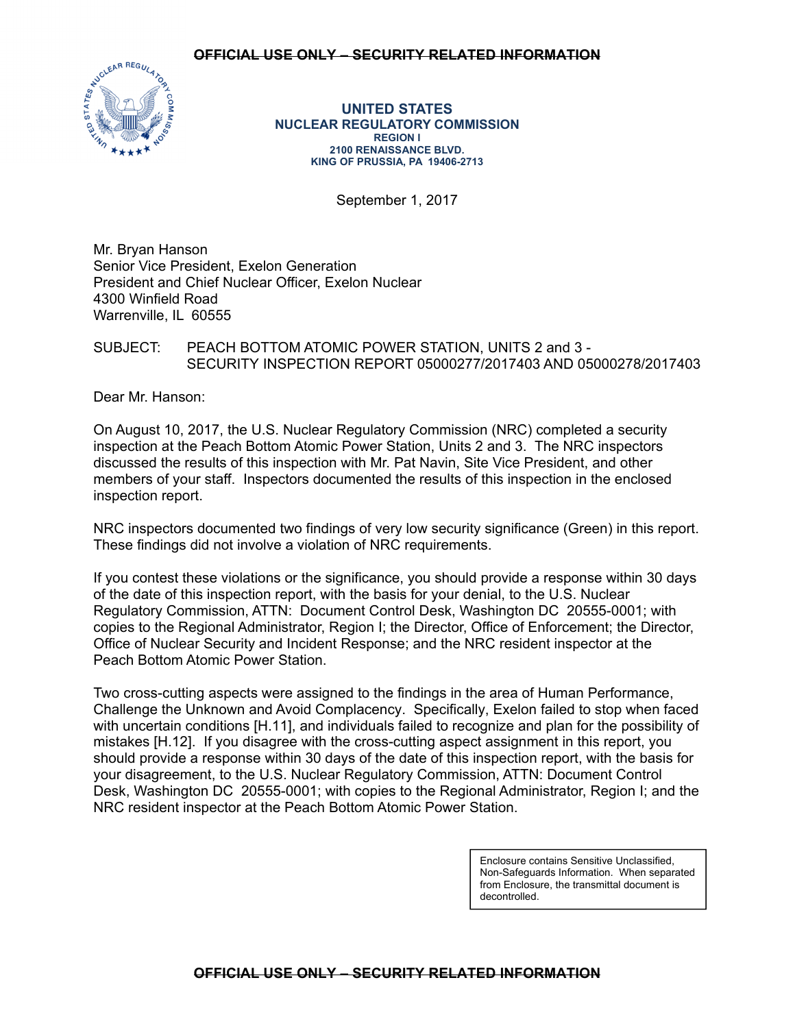~~OFFICIAL USE ONLY – SECURITY RELATED INFORMATION~~

**UNITED STATES**
**NUCLEAR REGULATORY COMMISSION**
**REGION I**
**2100 RENAISSANCE BLVD.**
**KING OF PRUSSIA, PA 19406-2713**

September 1, 2017

Mr. Bryan Hanson
Senior Vice President, Exelon Generation
President and Chief Nuclear Officer, Exelon Nuclear
4300 Winfield Road
Warrenville, IL 60555

SUBJECT: PEACH BOTTOM ATOMIC POWER STATION, UNITS 2 and 3 - SECURITY INSPECTION REPORT 05000277/2017403 AND 05000278/2017403

Dear Mr. Hanson:

On August 10, 2017, the U.S. Nuclear Regulatory Commission (NRC) completed a security inspection at the Peach Bottom Atomic Power Station, Units 2 and 3. The NRC inspectors discussed the results of this inspection with Mr. Pat Navin, Site Vice President, and other members of your staff. Inspectors documented the results of this inspection in the enclosed inspection report.

NRC inspectors documented two findings of very low security significance (Green) in this report. These findings did not involve a violation of NRC requirements.

If you contest these violations or the significance, you should provide a response within 30 days of the date of this inspection report, with the basis for your denial, to the U.S. Nuclear Regulatory Commission, ATTN: Document Control Desk, Washington DC 20555-0001; with copies to the Regional Administrator, Region I; the Director, Office of Enforcement; the Director, Office of Nuclear Security and Incident Response; and the NRC resident inspector at the Peach Bottom Atomic Power Station.

Two cross-cutting aspects were assigned to the findings in the area of Human Performance, Challenge the Unknown and Avoid Complacency. Specifically, Exelon failed to stop when faced with uncertain conditions [H.11], and individuals failed to recognize and plan for the possibility of mistakes [H.12]. If you disagree with the cross-cutting aspect assignment in this report, you should provide a response within 30 days of the date of this inspection report, with the basis for your disagreement, to the U.S. Nuclear Regulatory Commission, ATTN: Document Control Desk, Washington DC 20555-0001; with copies to the Regional Administrator, Region I; and the NRC resident inspector at the Peach Bottom Atomic Power Station.

Enclosure contains Sensitive Unclassified, Non-Safeguards Information. When separated from Enclosure, the transmittal document is decontrolled.

~~OFFICIAL USE ONLY – SECURITY RELATED INFORMATION~~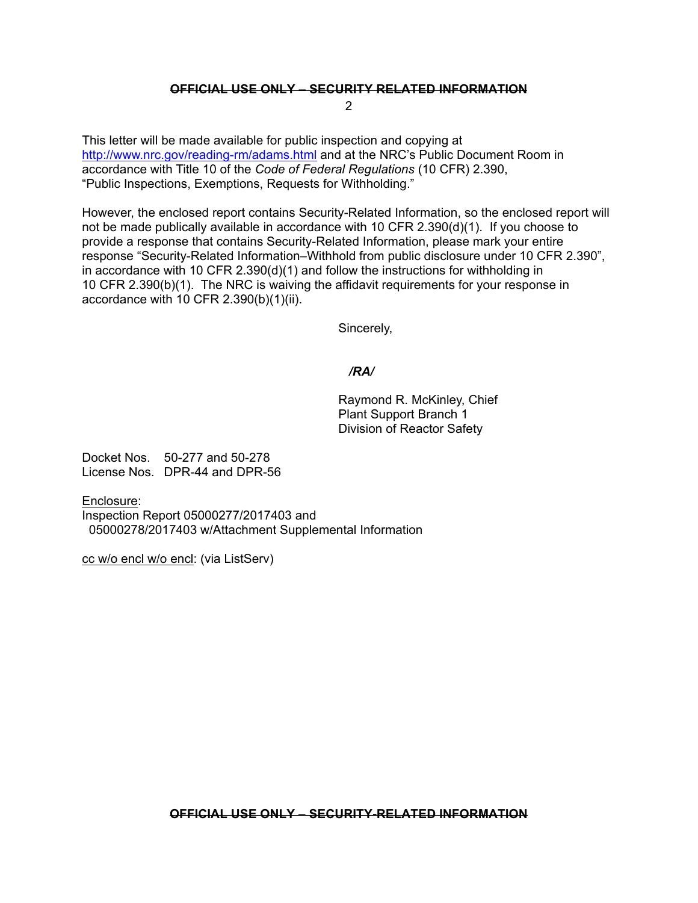This letter will be made available for public inspection and copying at http://www.nrc.gov/reading-rm/adams.html and at the NRC's Public Document Room in accordance with Title 10 of the *Code of Federal Regulations* (10 CFR) 2.390, "Public Inspections, Exemptions, Requests for Withholding."

However, the enclosed report contains Security-Related Information, so the enclosed report will not be made publically available in accordance with 10 CFR 2.390(d)(1). If you choose to provide a response that contains Security-Related Information, please mark your entire response "Security-Related Information–Withhold from public disclosure under 10 CFR 2.390", in accordance with 10 CFR 2.390(d)(1) and follow the instructions for withholding in 10 CFR 2.390(b)(1). The NRC is waiving the affidavit requirements for your response in accordance with 10 CFR 2.390(b)(1)(ii).

Sincerely,

***/RA/***

Raymond R. McKinley, Chief
Plant Support Branch 1
Division of Reactor Safety

Docket Nos. 50-277 and 50-278
License Nos. DPR-44 and DPR-56

Enclosure:
Inspection Report 05000277/2017403 and
05000278/2017403 w/Attachment Supplemental Information

cc w/o encl w/o encl: (via ListServ)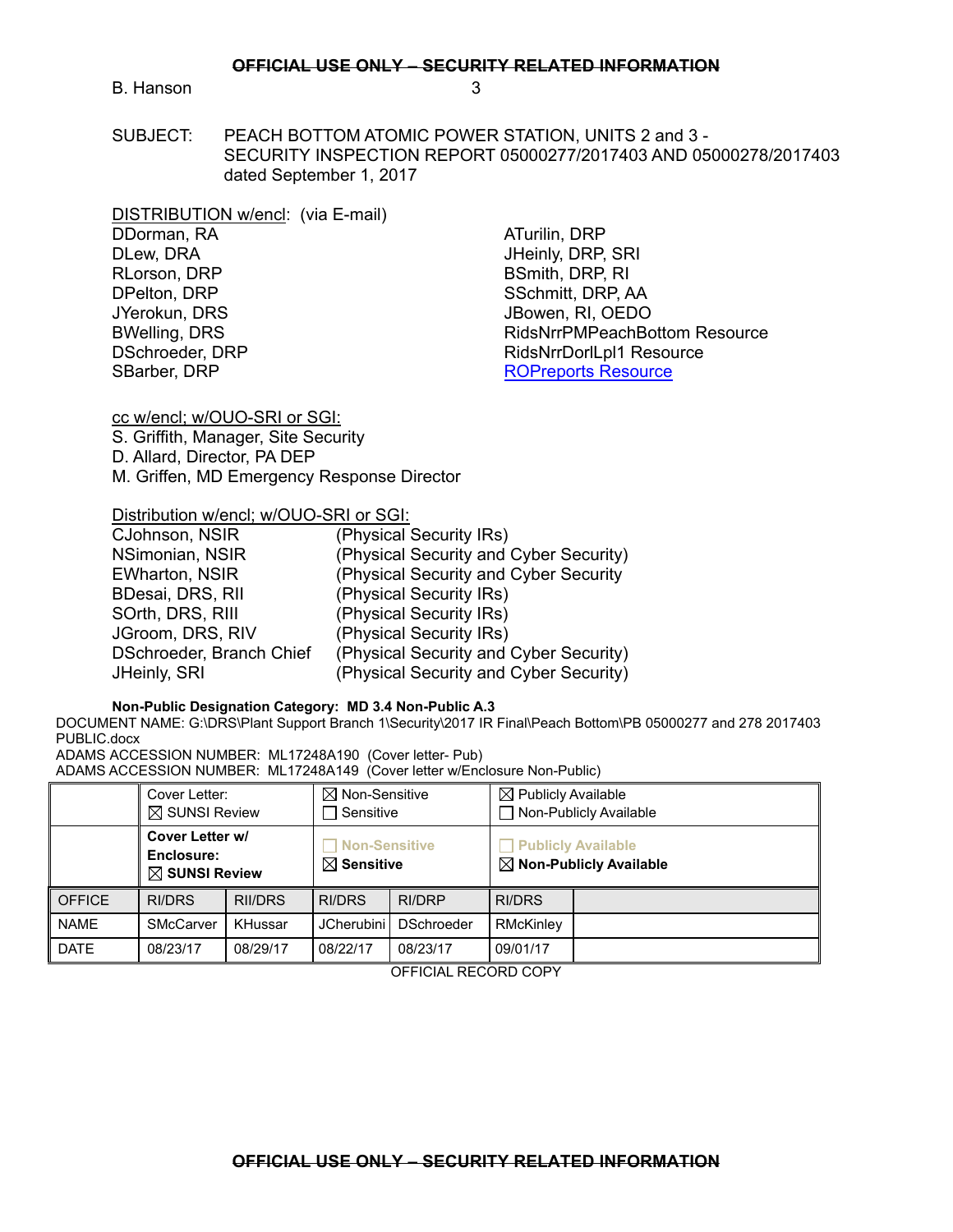B. Hanson

SUBJECT: PEACH BOTTOM ATOMIC POWER STATION, UNITS 2 and 3 - SECURITY INSPECTION REPORT 05000277/2017403 AND 05000278/2017403 dated September 1, 2017

DISTRIBUTION w/encl: (via E-mail)

DDorman, RA
DLew, DRA
RLorson, DRP
DPelton, DRP
JYerokun, DRS
BWelling, DRS
DSchroeder, DRP
SBarber, DRP
ATurilin, DRP
JHeinly, DRP, SRI
BSmith, DRP, RI
SSchmitt, DRP, AA
JBowen, RI, OEDO
RidsNrrPMPeachBottom Resource
RidsNrrDorlLpl1 Resource
ROPreports Resource

cc w/encl; w/OUO-SRI or SGI:

S. Griffith, Manager, Site Security
D. Allard, Director, PA DEP
M. Griffen, MD Emergency Response Director

Distribution w/encl; w/OUO-SRI or SGI:

| | |
|---|---|
| CJohnson, NSIR | (Physical Security IRs) |
| NSimonian, NSIR | (Physical Security and Cyber Security) |
| EWharton, NSIR | (Physical Security and Cyber Security |
| BDesai, DRS, RII | (Physical Security IRs) |
| SOrth, DRS, RIII | (Physical Security IRs) |
| JGroom, DRS, RIV | (Physical Security IRs) |
| DSchroeder, Branch Chief | (Physical Security and Cyber Security) |
| JHeinly, SRI | (Physical Security and Cyber Security) |

**Non-Public Designation Category: MD 3.4 Non-Public A.3**

DOCUMENT NAME: G:\DRS\Plant Support Branch 1\Security\2017 IR Final\Peach Bottom\PB 05000277 and 278 2017403 PUBLIC.docx
ADAMS ACCESSION NUMBER: ML17248A190 (Cover letter- Pub)
ADAMS ACCESSION NUMBER: ML17248A149 (Cover letter w/Enclosure Non-Public)

| | | | | | | |
|---|---|---|---|---|---|---|
| | Cover Letter: ☒ SUNSI Review | | ☒ Non-Sensitive ☐ Sensitive | | ☒ Publicly Available ☐ Non-Publicly Available | |
| | **Cover Letter w/ Enclosure: ☒ SUNSI Review** | | ☐ Non-Sensitive ☒ **Sensitive** | | ☐ Publicly Available ☒ **Non-Publicly Available** | |
| OFFICE | RI/DRS | RII/DRS | RI/DRS | RI/DRP | RI/DRS | |
| NAME | SMcCarver | KHussar | JCherubini | DSchroeder | RMcKinley | |
| DATE | 08/23/17 | 08/29/17 | 08/22/17 | 08/23/17 | 09/01/17 | |

OFFICIAL RECORD COPY